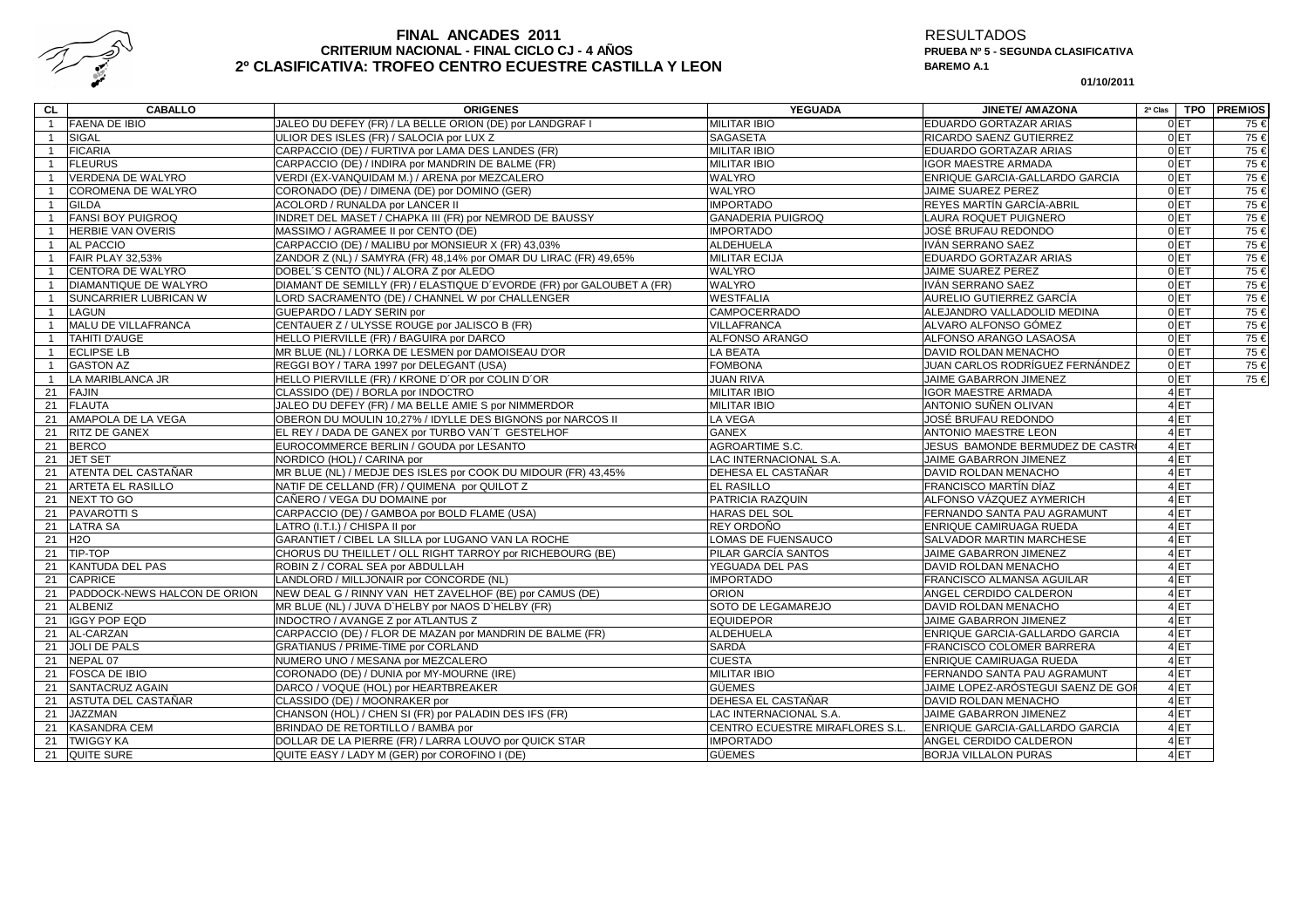# FINAL ANCADES 2011
## CRITERIUM NACIONAL - FINAL CICLO CJ - 4 AÑOS
## 2º CLASIFICATIVA: TROFEO CENTRO ECUESTRE CASTILLA Y LEON

RESULTADOS
**PRUEBA Nº 5 - SEGUNDA CLASIFICATIVA**
**BAREMO A.1**

**01/10/2011**

| CL | CABALLO | ORIGENES | YEGUADA | JINETE/ AMAZONA | 2ª Clas | TPO | PREMIOS |
|---|---|---|---|---|---|---|---|
| 1 | FAENA DE IBIO | JALEO DU DEFEY (FR) / LA BELLE ORION (DE) por LANDGRAF I | MILITAR IBIO | EDUARDO GORTAZAR ARIAS | 0 | ET | 75 € |
| 1 | SIGAL | ULIOR DES ISLES (FR) / SALOCIA por LUX Z | SAGASETA | RICARDO SAENZ GUTIERREZ | 0 | ET | 75 € |
| 1 | FICARIA | CARPACCIO (DE) / FURTIVA por LAMA DES LANDES (FR) | MILITAR IBIO | EDUARDO GORTAZAR ARIAS | 0 | ET | 75 € |
| 1 | FLEURUS | CARPACCIO (DE) / INDIRA por MANDRIN DE BALME (FR) | MILITAR IBIO | IGOR MAESTRE ARMADA | 0 | ET | 75 € |
| 1 | VERDENA DE WALYRO | VERDI (EX-VANQUIDAM M.) / ARENA por MEZCALERO | WALYRO | ENRIQUE GARCIA-GALLARDO GARCIA | 0 | ET | 75 € |
| 1 | COROMENA DE WALYRO | CORONADO (DE) / DIMENA (DE) por DOMINO (GER) | WALYRO | JAIME SUAREZ PEREZ | 0 | ET | 75 € |
| 1 | GILDA | ACOLORD / RUNALDA por LANCER II | IMPORTADO | REYES MARTÍN GARCÍA-ABRIL | 0 | ET | 75 € |
| 1 | FANSI BOY PUIGROQ | INDRET DEL MASET / CHAPKA III (FR) por NEMROD DE BAUSSY | GANADERIA PUIGROQ | LAURA ROQUET PUIGNERO | 0 | ET | 75 € |
| 1 | HERBIE VAN OVERIS | MASSIMO / AGRAMEE II por CENTO (DE) | IMPORTADO | JOSÉ BRUFAU REDONDO | 0 | ET | 75 € |
| 1 | AL PACCIO | CARPACCIO (DE) / MALIBU por MONSIEUR X (FR) 43,03% | ALDEHUELA | IVÁN SERRANO SAEZ | 0 | ET | 75 € |
| 1 | FAIR PLAY 32,53% | ZANDOR Z (NL) / SAMYRA (FR) 48,14% por OMAR DU LIRAC (FR) 49,65% | MILITAR ECIJA | EDUARDO GORTAZAR ARIAS | 0 | ET | 75 € |
| 1 | CENTORA DE WALYRO | DOBEL´S CENTO (NL) / ALORA Z por ALEDO | WALYRO | JAIME SUAREZ PEREZ | 0 | ET | 75 € |
| 1 | DIAMANTIQUE DE WALYRO | DIAMANT DE SEMILLY (FR) / ELASTIQUE D´EVORDE (FR) por GALOUBET A (FR) | WALYRO | IVÁN SERRANO SAEZ | 0 | ET | 75 € |
| 1 | SUNCARRIER LUBRICAN W | LORD SACRAMENTO (DE) / CHANNEL W por CHALLENGER | WESTFALIA | AURELIO GUTIERREZ GARCÍA | 0 | ET | 75 € |
| 1 | LAGUN | GUEPARDO / LADY SERIN por | CAMPOCERRADO | ALEJANDRO VALLADOLID MEDINA | 0 | ET | 75 € |
| 1 | MALU DE VILLAFRANCA | CENTAUER Z / ULYSSE ROUGE por JALISCO B (FR) | VILLAFRANCA | ALVARO ALFONSO GÓMEZ | 0 | ET | 75 € |
| 1 | TAHITI D'AUGE | HELLO PIERVILLE (FR) / BAGUIRA por DARCO | ALFONSO ARANGO | ALFONSO ARANGO LASAOSA | 0 | ET | 75 € |
| 1 | ECLIPSE LB | MR BLUE (NL) / LORKA DE LESMEN por DAMOISEAU D'OR | LA BEATA | DAVID ROLDAN MENACHO | 0 | ET | 75 € |
| 1 | GASTON AZ | REGGI BOY / TARA 1997 por DELEGANT (USA) | FOMBONA | JUAN CARLOS RODRÍGUEZ FERNÁNDEZ | 0 | ET | 75 € |
| 1 | LA MARIBLANCA JR | HELLO PIERVILLE (FR) / KRONE D´OR por COLIN D´OR | JUAN RIVA | JAIME GABARRON JIMENEZ | 0 | ET | 75 € |
| 21 | FAJIN | CLASSIDO (DE) / BORLA por INDOCTRO | MILITAR IBIO | IGOR MAESTRE ARMADA | 4 | ET | |
| 21 | FLAUTA | JALEO DU DEFEY (FR) / MA BELLE AMIE S por NIMMERDOR | MILITAR IBIO | ANTONIO SUÑEN OLIVAN | 4 | ET | |
| 21 | AMAPOLA DE LA VEGA | OBERON DU MOULIN 10,27% / IDYLLE DES BIGNONS por NARCOS II | LA VEGA | JOSÉ BRUFAU REDONDO | 4 | ET | |
| 21 | RITZ DE GANEX | EL REY / DADA DE GANEX por TURBO VAN´T GESTELHOF | GANEX | ANTONIO MAESTRE LEON | 4 | ET | |
| 21 | BERCO | EUROCOMMERCE BERLIN / GOUDA por LESANTO | AGROARTIME S.C. | JESUS BAMONDE BERMUDEZ DE CASTR | 4 | ET | |
| 21 | JET SET | NORDICO (HOL) / CARINA por | LAC INTERNACIONAL S.A. | JAIME GABARRON JIMENEZ | 4 | ET | |
| 21 | ATENTA DEL CASTAÑAR | MR BLUE (NL) / MEDJE DES ISLES por COOK DU MIDOUR (FR) 43,45% | DEHESA EL CASTAÑAR | DAVID ROLDAN MENACHO | 4 | ET | |
| 21 | ARTETA EL RASILLO | NATIF DE CELLAND (FR) / QUIMENA por QUILOT Z | EL RASILLO | FRANCISCO MARTÍN DÍAZ | 4 | ET | |
| 21 | NEXT TO GO | CAÑERO / VEGA DU DOMAINE por | PATRICIA RAZQUIN | ALFONSO VÁZQUEZ AYMERICH | 4 | ET | |
| 21 | PAVAROTTI S | CARPACCIO (DE) / GAMBOA por BOLD FLAME (USA) | HARAS DEL SOL | FERNANDO SANTA PAU AGRAMUNT | 4 | ET | |
| 21 | LATRA SA | LATRO (I.T.I.) / CHISPA II por | REY ORDOÑO | ENRIQUE CAMIRUAGA RUEDA | 4 | ET | |
| 21 | H2O | GARANTIET / CIBEL LA SILLA por LUGANO VAN LA ROCHE | LOMAS DE FUENSAUCO | SALVADOR MARTIN MARCHESE | 4 | ET | |
| 21 | TIP-TOP | CHORUS DU THEILLET / OLL RIGHT TARROY por RICHEBOURG (BE) | PILAR GARCÍA SANTOS | JAIME GABARRON JIMENEZ | 4 | ET | |
| 21 | KANTUDA DEL PAS | ROBIN Z / CORAL SEA por ABDULLAH | YEGUADA DEL PAS | DAVID ROLDAN MENACHO | 4 | ET | |
| 21 | CAPRICE | LANDLORD / MILLJONAIR por CONCORDE (NL) | IMPORTADO | FRANCISCO ALMANSA AGUILAR | 4 | ET | |
| 21 | PADDOCK-NEWS HALCON DE ORION | NEW DEAL G / RINNY VAN HET ZAVELHOF (BE) por CAMUS (DE) | ORION | ANGEL CERDIDO CALDERON | 4 | ET | |
| 21 | ALBENIZ | MR BLUE (NL) / JUVA D`HELBY por NAOS D`HELBY (FR) | SOTO DE LEGAMAREJO | DAVID ROLDAN MENACHO | 4 | ET | |
| 21 | IGGY POP EQD | INDOCTRO / AVANGE Z por ATLANTUS Z | EQUIDEPOR | JAIME GABARRON JIMENEZ | 4 | ET | |
| 21 | AL-CARZAN | CARPACCIO (DE) / FLOR DE MAZAN por MANDRIN DE BALME (FR) | ALDEHUELA | ENRIQUE GARCIA-GALLARDO GARCIA | 4 | ET | |
| 21 | JOLI DE PALS | GRATIANUS / PRIME-TIME por CORLAND | SARDÀ | FRANCISCO COLOMER BARRERA | 4 | ET | |
| 21 | NEPAL 07 | NUMERO UNO / MESANA por MEZCALERO | CUESTA | ENRIQUE CAMIRUAGA RUEDA | 4 | ET | |
| 21 | FOSCA DE IBIO | CORONADO (DE) / DUNIA por MY-MOURNE (IRE) | MILITAR IBIO | FERNANDO SANTA PAU AGRAMUNT | 4 | ET | |
| 21 | SANTACRUZ AGAIN | DARCO / VOQUE (HOL) por HEARTBREAKER | GÜEMES | JAIME LOPEZ-ARÓSTEGUI SAENZ DE GO | 4 | ET | |
| 21 | ASTUTA DEL CASTAÑAR | CLASSIDO (DE) / MOONRAKER por | DEHESA EL CASTAÑAR | DAVID ROLDAN MENACHO | 4 | ET | |
| 21 | JAZZMAN | CHANSON (HOL) / CHEN SI (FR) por PALADIN DES IFS (FR) | LAC INTERNACIONAL S.A. | JAIME GABARRON JIMENEZ | 4 | ET | |
| 21 | KASANDRA CEM | BRINDAO DE RETORTILLO / BAMBA por | CENTRO ECUESTRE MIRAFLORES S.L. | ENRIQUE GARCIA-GALLARDO GARCIA | 4 | ET | |
| 21 | TWIGGY KA | DOLLAR DE LA PIERRE (FR) / LARRA LOUVO por QUICK STAR | IMPORTADO | ANGEL CERDIDO CALDERON | 4 | ET | |
| 21 | QUITE SURE | QUITE EASY / LADY M (GER) por COROFINO I (DE) | GÜEMES | BORJA VILLALON PURAS | 4 | ET | |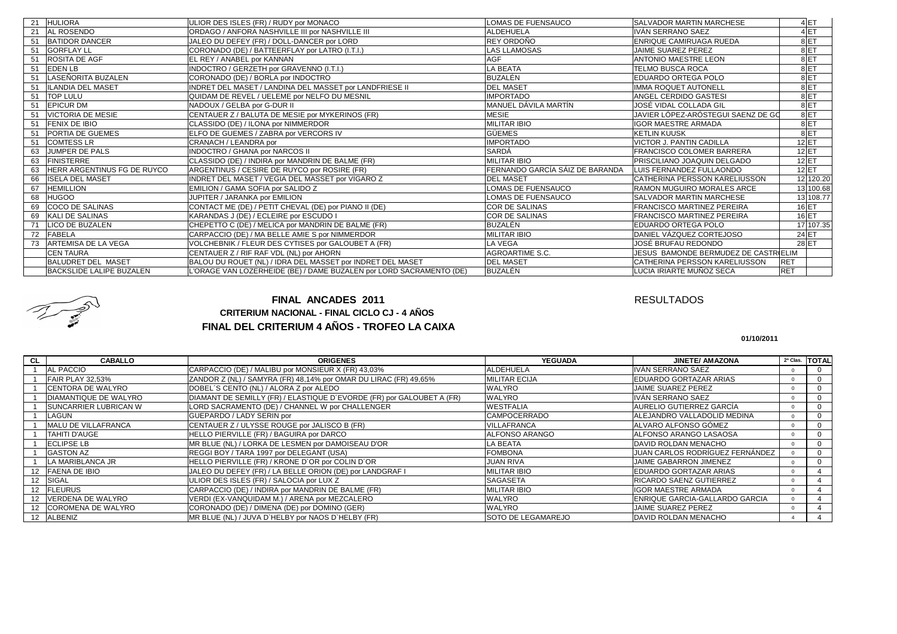| | | | | | | |
|---|---|---|---|---|---|---|
| 21 | HULIORA | ULIOR DES ISLES (FR) / RUDY por MONACO | LOMAS DE FUENSAUCO | SALVADOR MARTIN MARCHESE | 4 | ET |
| 21 | AL ROSENDO | ORDAGO / ANFORA NASHVILLE III por NASHVILLE III | ALDEHUELA | IVÁN SERRANO SAEZ | 4 | ET |
| 51 | BATIDOR DANCER | JALEO DU DEFEY (FR) / DOLL-DANCER por LORD | REY ORDOÑO | ENRIQUE CAMIRUAGA RUEDA | 8 | ET |
| 51 | GORFLAY LL | CORONADO (DE) / BATTEERFLAY por LATRO (I.T.I.) | LAS LLAMOSAS | JAIME SUAREZ PEREZ | 8 | ET |
| 51 | ROSITA DE AGF | EL REY / ANABEL por KANNAN | AGF | ANTONIO MAESTRE LEON | 8 | ET |
| 51 | EDEN LB | INDOCTRO / GERZETH por GRAVENNO (I.T.I.) | LA BEATA | TELMO BUSCA ROCA | 8 | ET |
| 51 | LASEÑORITA BUZALEN | CORONADO (DE) / BORLA por INDOCTRO | BUZALÉN | EDUARDO ORTEGA POLO | 8 | ET |
| 51 | ILANDIA DEL MASET | INDRET DEL MASET / LANDINA DEL MASSET por LANDFRIESE II | DEL MASET | IMMA ROQUET AUTONELL | 8 | ET |
| 51 | TOP LULU | QUIDAM DE REVEL / UELEME por NELFO DU MESNIL | IMPORTADO | ANGEL CERDIDO GASTESI | 8 | ET |
| 51 | EPICUR DM | NADOUX / GELBA por G-DUR II | MANUEL DÁVILA MARTÍN | JOSÉ VIDAL COLLADA GIL | 8 | ET |
| 51 | VICTORIA DE MESIE | CENTAUER Z / BALUTA DE MESIE por MYKERINOS (FR) | MESIE | JAVIER LÓPEZ-ARÓSTEGUI SAENZ DE GO | 8 | ET |
| 51 | FENIX DE IBIO | CLASSIDO (DE) / ILONA por NIMMERDOR | MILITAR IBIO | IGOR MAESTRE ARMADA | 8 | ET |
| 51 | PORTIA DE GUEMES | ELFO DE GUEMES / ZABRA por VERCORS IV | GÜEMES | KETLIN KUUSK | 8 | ET |
| 51 | COMTESS LR | CRANACH / LEANDRA por | IMPORTADO | VICTOR J. PANTIN CADILLA | 12 | ET |
| 63 | JUMPER DE PALS | INDOCTRO / GHANA por NARCOS II | SARDÁ | FRANCISCO COLOMER BARRERA | 12 | ET |
| 63 | FINISTERRE | CLASSIDO (DE) / INDIRA por MANDRIN DE BALME (FR) | MILITAR IBIO | PRISCILIANO JOAQUIN DELGADO | 12 | ET |
| 63 | HERR ARGENTINUS FG DE RUYCO | ARGENTINUS / CESIRE DE RUYCO por ROSIRE (FR) | FERNANDO GARCÍA SÁIZ DE BARANDA | LUIS FERNANDEZ FULLAONDO | 12 | ET |
| 66 | ISELA DEL MASET | INDRET DEL MASET / VEGIA DEL MASSET por VIGARO Z | DEL MASET | CATHERINA PERSSON KARELIUSSON | 12 | 120.20 |
| 67 | HEMILLION | EMILION / GAMA SOFIA por SALIDO Z | LOMAS DE FUENSAUCO | RAMON MUGUIRO MORALES ARCE | 13 | 100.68 |
| 68 | HUGOO | JUPITER / JARANKA por EMILION | LOMAS DE FUENSAUCO | SALVADOR MARTIN MARCHESE | 13 | 108.77 |
| 69 | COCO DE SALINAS | CONTACT ME (DE) / PETIT CHEVAL (DE) por PIANO II (DE) | COR DE SALINAS | FRANCISCO MARTINEZ PEREIRA | 16 | ET |
| 69 | KALI DE SALINAS | KARANDAS J (DE) / ECLEIRE por ESCUDO I | COR DE SALINAS | FRANCISCO MARTINEZ PEREIRA | 16 | ET |
| 71 | LICO DE BUZALEN | CHEPETTO C (DE) / MELICA por MANDRIN DE BALME (FR) | BUZALÉN | EDUARDO ORTEGA POLO | 17 | 107.35 |
| 72 | FABELA | CARPACCIO (DE) / MA BELLE AMIE S por NIMMERDOR | MILITAR IBIO | DANIEL VÁZQUEZ CORTEJOSO | 24 | ET |
| 73 | ARTEMISA DE LA VEGA | VOLCHEBNIK / FLEUR DES CYTISES por GALOUBET A (FR) | LA VEGA | JOSÉ BRUFAU REDONDO | 28 | ET |
| | CEN TAURA | CENTAUER Z / RIF RAF VDL (NL) por AHORN | AGROARTIME S.C. | JESUS BAMONDE BERMUDEZ DE CASTRO | ELIM | |
| | BALUDRET DEL MASET | BALOU DU ROUET (NL) / IDRA DEL MASSET por INDRET DEL MASET | DEL MASET | CATHERINA PERSSON KARELIUSSON | RET | |
| | BACKSLIDE LALIPE BUZALEN | L'ORAGE VAN LOZERHEIDE (BE) / DAME BUZALEN por LORD SACRAMENTO (DE) | BUZALÉN | LUCIA IRIARTE MUÑOZ SECA | RET | |

# FINAL ANCADES 2011

RESULTADOS

## CRITERIUM NACIONAL - FINAL CICLO CJ - 4 AÑOS

## FINAL DEL CRITERIUM 4 AÑOS - TROFEO LA CAIXA

**01/10/2011**

| CL | CABALLO | ORIGENES | YEGUADA | JINETE/ AMAZONA | 2ª Clas. | TOTAL |
|---|---|---|---|---|---|---|
| 1 | AL PACCIO | CARPACCIO (DE) / MALIBU por MONSIEUR X (FR) 43,03% | ALDEHUELA | IVÁN SERRANO SAEZ | 0 | 0 |
| 1 | FAIR PLAY 32,53% | ZANDOR Z (NL) / SAMYRA (FR) 48,14% por OMAR DU LIRAC (FR) 49,65% | MILITAR ECIJA | EDUARDO GORTAZAR ARIAS | 0 | 0 |
| 1 | CENTORA DE WALYRO | DOBEL´S CENTO (NL) / ALORA Z por ALEDO | WALYRO | JAIME SUAREZ PEREZ | 0 | 0 |
| 1 | DIAMANTIQUE DE WALYRO | DIAMANT DE SEMILLY (FR) / ELASTIQUE D´EVORDE (FR) por GALOUBET A (FR) | WALYRO | IVÁN SERRANO SAEZ | 0 | 0 |
| 1 | SUNCARRIER LUBRICAN W | LORD SACRAMENTO (DE) / CHANNEL W por CHALLENGER | WESTFALIA | AURELIO GUTIERREZ GARCÍA | 0 | 0 |
| 1 | LAGUN | GUEPARDO / LADY SERIN por | CAMPOCERRADO | ALEJANDRO VALLADOLID MEDINA | 0 | 0 |
| 1 | MALU DE VILLAFRANCA | CENTAUER Z / ULYSSE ROUGE por JALISCO B (FR) | VILLAFRANCA | ALVARO ALFONSO GÓMEZ | 0 | 0 |
| 1 | TAHITI D'AUGE | HELLO PIERVILLE (FR) / BAGUIRA por DARCO | ALFONSO ARANGO | ALFONSO ARANGO LASAOSA | 0 | 0 |
| 1 | ECLIPSE LB | MR BLUE (NL) / LORKA DE LESMEN por DAMOISEAU D'OR | LA BEATA | DAVID ROLDAN MENACHO | 0 | 0 |
| 1 | GASTON AZ | REGGI BOY / TARA 1997 por DELEGANT (USA) | FOMBONA | JUAN CARLOS RODRÍGUEZ FERNÁNDEZ | 0 | 0 |
| 1 | LA MARIBLANCA JR | HELLO PIERVILLE (FR) / KRONE D´OR por COLIN D´OR | JUAN RIVA | JAIME GABARRON JIMENEZ | 0 | 0 |
| 12 | FAENA DE IBIO | JALEO DU DEFEY (FR) / LA BELLE ORION (DE) por LANDGRAF I | MILITAR IBIO | EDUARDO GORTAZAR ARIAS | 0 | 4 |
| 12 | SIGAL | ULIOR DES ISLES (FR) / SALOCIA por LUX Z | SAGASETA | RICARDO SAENZ GUTIERREZ | 0 | 4 |
| 12 | FLEURUS | CARPACCIO (DE) / INDIRA por MANDRIN DE BALME (FR) | MILITAR IBIO | IGOR MAESTRE ARMADA | 0 | 4 |
| 12 | VERDENA DE WALYRO | VERDI (EX-VANQUIDAM M.) / ARENA por MEZCALERO | WALYRO | ENRIQUE GARCIA-GALLARDO GARCIA | 0 | 4 |
| 12 | COROMENA DE WALYRO | CORONADO (DE) / DIMENA (DE) por DOMINO (GER) | WALYRO | JAIME SUAREZ PEREZ | 0 | 4 |
| 12 | ALBENIZ | MR BLUE (NL) / JUVA D`HELBY por NAOS D`HELBY (FR) | SOTO DE LEGAMAREJO | DAVID ROLDAN MENACHO | 4 | 4 |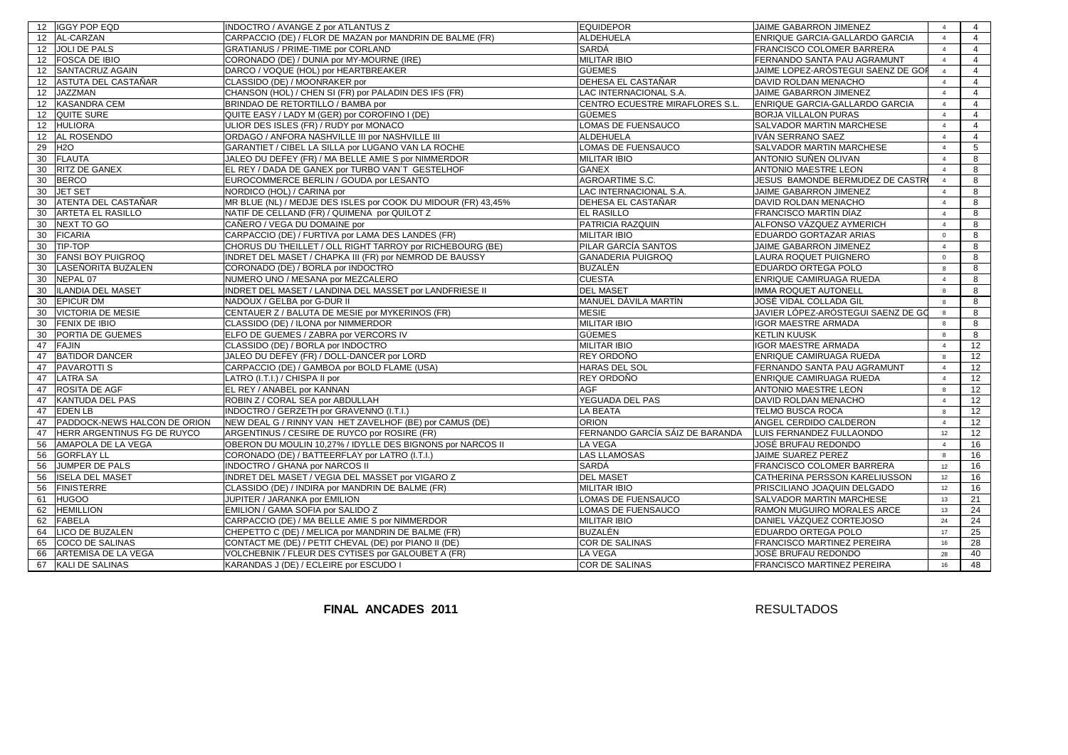| | | | | | | |
|---|---|---|---|---|---|---|
| 12 | IGGY POP EQD | INDOCTRO / AVANGE Z por ATLANTUS Z | EQUIDEPOR | JAIME GABARRON JIMENEZ | 4 | 4 |
| 12 | AL-CARZAN | CARPACCIO (DE) / FLOR DE MAZAN por MANDRIN DE BALME (FR) | ALDEHUELA | ENRIQUE GARCIA-GALLARDO GARCIA | 4 | 4 |
| 12 | JOLI DE PALS | GRATIANUS / PRIME-TIME por CORLAND | SARDÁ | FRANCISCO COLOMER BARRERA | 4 | 4 |
| 12 | FOSCA DE IBIO | CORONADO (DE) / DUNIA por MY-MOURNE (IRE) | MILITAR IBIO | FERNANDO SANTA PAU AGRAMUNT | 4 | 4 |
| 12 | SANTACRUZ AGAIN | DARCO / VOQUE (HOL) por HEARTBREAKER | GÜEMES | JAIME LOPEZ-ARÓSTEGUI SAENZ DE GOI | 4 | 4 |
| 12 | ASTUTA DEL CASTAÑAR | CLASSIDO (DE) / MOONRAKER por | DEHESA EL CASTAÑAR | DAVID ROLDAN MENACHO | 4 | 4 |
| 12 | JAZZMAN | CHANSON (HOL) / CHEN SI (FR) por PALADIN DES IFS (FR) | LAC INTERNACIONAL S.A. | JAIME GABARRON JIMENEZ | 4 | 4 |
| 12 | KASANDRA CEM | BRINDAO DE RETORTILLO / BAMBA por | CENTRO ECUESTRE MIRAFLORES S.L. | ENRIQUE GARCIA-GALLARDO GARCIA | 4 | 4 |
| 12 | QUITE SURE | QUITE EASY / LADY M (GER) por COROFINO I (DE) | GÜEMES | BORJA VILLALON PURAS | 4 | 4 |
| 12 | HULIORA | ULIOR DES ISLES (FR) / RUDY por MONACO | LOMAS DE FUENSAUCO | SALVADOR MARTIN MARCHESE | 4 | 4 |
| 12 | AL ROSENDO | ORDAGO / ANFORA NASHVILLE III por NASHVILLE III | ALDEHUELA | IVÁN SERRANO SAEZ | 4 | 4 |
| 29 | H2O | GARANTIET / CIBEL LA SILLA por LUGANO VAN LA ROCHE | LOMAS DE FUENSAUCO | SALVADOR MARTIN MARCHESE | 4 | 5 |
| 30 | FLAUTA | JALEO DU DEFEY (FR) / MA BELLE AMIE S por NIMMERDOR | MILITAR IBIO | ANTONIO SUÑEN OLIVAN | 4 | 8 |
| 30 | RITZ DE GANEX | EL REY / DADA DE GANEX por TURBO VAN´T GESTELHOF | GANEX | ANTONIO MAESTRE LEON | 4 | 8 |
| 30 | BERCO | EUROCOMMERCE BERLIN / GOUDA por LESANTO | AGROARTIME S.C. | JESUS BAMONDE BERMUDEZ DE CASTR | 4 | 8 |
| 30 | JET SET | NORDICO (HOL) / CARINA por | LAC INTERNACIONAL S.A. | JAIME GABARRON JIMENEZ | 4 | 8 |
| 30 | ATENTA DEL CASTAÑAR | MR BLUE (NL) / MEDJE DES ISLES por COOK DU MIDOUR (FR) 43,45% | DEHESA EL CASTAÑAR | DAVID ROLDAN MENACHO | 4 | 8 |
| 30 | ARTETA EL RASILLO | NATIF DE CELLAND (FR) / QUIMENA por QUILOT Z | EL RASILLO | FRANCISCO MARTÍN DÍAZ | 4 | 8 |
| 30 | NEXT TO GO | CAÑERO / VEGA DU DOMAINE por | PATRICIA RAZQUIN | ALFONSO VÁZQUEZ AYMERICH | 4 | 8 |
| 30 | FICARIA | CARPACCIO (DE) / FURTIVA por LAMA DES LANDES (FR) | MILITAR IBIO | EDUARDO GORTAZAR ARIAS | 0 | 8 |
| 30 | TIP-TOP | CHORUS DU THEILLET / OLL RIGHT TARROY por RICHEBOURG (BE) | PILAR GARCÍA SANTOS | JAIME GABARRON JIMENEZ | 4 | 8 |
| 30 | FANSI BOY PUIGROQ | INDRET DEL MASET / CHAPKA III (FR) por NEMROD DE BAUSSY | GANADERIA PUIGROQ | LAURA ROQUET PUIGNERO | 0 | 8 |
| 30 | LASEÑORITA BUZALEN | CORONADO (DE) / BORLA por INDOCTRO | BUZALÉN | EDUARDO ORTEGA POLO | 8 | 8 |
| 30 | NEPAL 07 | NUMERO UNO / MESANA por MEZCALERO | CUESTA | ENRIQUE CAMIRUAGA RUEDA | 4 | 8 |
| 30 | ILANDIA DEL MASET | INDRET DEL MASET / LANDINA DEL MASSET por LANDFRIESE II | DEL MASET | IMMA ROQUET AUTONELL | 8 | 8 |
| 30 | EPICUR DM | NADOUX / GELBA por G-DUR II | MANUEL DÁVILA MARTÍN | JOSÉ VIDAL COLLADA GIL | 8 | 8 |
| 30 | VICTORIA DE MESIE | CENTAUER Z / BALUTA DE MESIE por MYKERINOS (FR) | MESIE | JAVIER LÓPEZ-ARÓSTEGUI SAENZ DE GO | 8 | 8 |
| 30 | FENIX DE IBIO | CLASSIDO (DE) / ILONA por NIMMERDOR | MILITAR IBIO | IGOR MAESTRE ARMADA | 8 | 8 |
| 30 | PORTIA DE GUEMES | ELFO DE GUEMES / ZABRA por VERCORS IV | GÜEMES | KETLIN KUUSK | 8 | 8 |
| 47 | FAJIN | CLASSIDO (DE) / BORLA por INDOCTRO | MILITAR IBIO | IGOR MAESTRE ARMADA | 4 | 12 |
| 47 | BATIDOR DANCER | JALEO DU DEFEY (FR) / DOLL-DANCER por LORD | REY ORDOÑO | ENRIQUE CAMIRUAGA RUEDA | 8 | 12 |
| 47 | PAVAROTTI S | CARPACCIO (DE) / GAMBOA por BOLD FLAME (USA) | HARAS DEL SOL | FERNANDO SANTA PAU AGRAMUNT | 4 | 12 |
| 47 | LATRA SA | LATRO (I.T.I.) / CHISPA II por | REY ORDOÑO | ENRIQUE CAMIRUAGA RUEDA | 4 | 12 |
| 47 | ROSITA DE AGF | EL REY / ANABEL por KANNAN | AGF | ANTONIO MAESTRE LEON | 8 | 12 |
| 47 | KANTUDA DEL PAS | ROBIN Z / CORAL SEA por ABDULLAH | YEGUADA DEL PAS | DAVID ROLDAN MENACHO | 4 | 12 |
| 47 | EDEN LB | INDOCTRO / GERZETH por GRAVENNO (I.T.I.) | LA BEATA | TELMO BUSCA ROCA | 8 | 12 |
| 47 | PADDOCK-NEWS HALCON DE ORION | NEW DEAL G / RINNY VAN HET ZAVELHOF (BE) por CAMUS (DE) | ORION | ANGEL CERDIDO CALDERON | 4 | 12 |
| 47 | HERR ARGENTINUS FG DE RUYCO | ARGENTINUS / CESIRE DE RUYCO por ROSIRE (FR) | FERNANDO GARCÍA SÁIZ DE BARANDA | LUIS FERNANDEZ FULLAONDO | 12 | 12 |
| 56 | AMAPOLA DE LA VEGA | OBERON DU MOULIN 10,27% / IDYLLE DES BIGNONS por NARCOS II | LA VEGA | JOSÉ BRUFAU REDONDO | 4 | 16 |
| 56 | GORFLAY LL | CORONADO (DE) / BATTEERFLAY por LATRO (I.T.I.) | LAS LLAMOSAS | JAIME SUAREZ PEREZ | 8 | 16 |
| 56 | JUMPER DE PALS | INDOCTRO / GHANA por NARCOS II | SARDÁ | FRANCISCO COLOMER BARRERA | 12 | 16 |
| 56 | ISELA DEL MASET | INDRET DEL MASET / VEGIA DEL MASSET por VIGARO Z | DEL MASET | CATHERINA PERSSON KARELIUSSON | 12 | 16 |
| 56 | FINISTERRE | CLASSIDO (DE) / INDIRA por MANDRIN DE BALME (FR) | MILITAR IBIO | PRISCILIANO JOAQUIN DELGADO | 12 | 16 |
| 61 | HUGOO | JUPITER / JARANKA por EMILION | LOMAS DE FUENSAUCO | SALVADOR MARTIN MARCHESE | 13 | 21 |
| 62 | HEMILLION | EMILION / GAMA SOFIA por SALIDO Z | LOMAS DE FUENSAUCO | RAMON MUGUIRO MORALES ARCE | 13 | 24 |
| 62 | FABELA | CARPACCIO (DE) / MA BELLE AMIE S por NIMMERDOR | MILITAR IBIO | DANIEL VÁZQUEZ CORTEJOSO | 24 | 24 |
| 64 | LICO DE BUZALEN | CHEPETTO C (DE) / MELICA por MANDRIN DE BALME (FR) | BUZALÉN | EDUARDO ORTEGA POLO | 17 | 25 |
| 65 | COCO DE SALINAS | CONTACT ME (DE) / PETIT CHEVAL (DE) por PIANO II (DE) | COR DE SALINAS | FRANCISCO MARTINEZ PEREIRA | 16 | 28 |
| 66 | ARTEMISA DE LA VEGA | VOLCHEBNIK / FLEUR DES CYTISES por GALOUBET A (FR) | LA VEGA | JOSÉ BRUFAU REDONDO | 28 | 40 |
| 67 | KALI DE SALINAS | KARANDAS J (DE) / ECLEIRE por ESCUDO I | COR DE SALINAS | FRANCISCO MARTINEZ PEREIRA | 16 | 48 |

**FINAL ANCADES 2011** RESULTADOS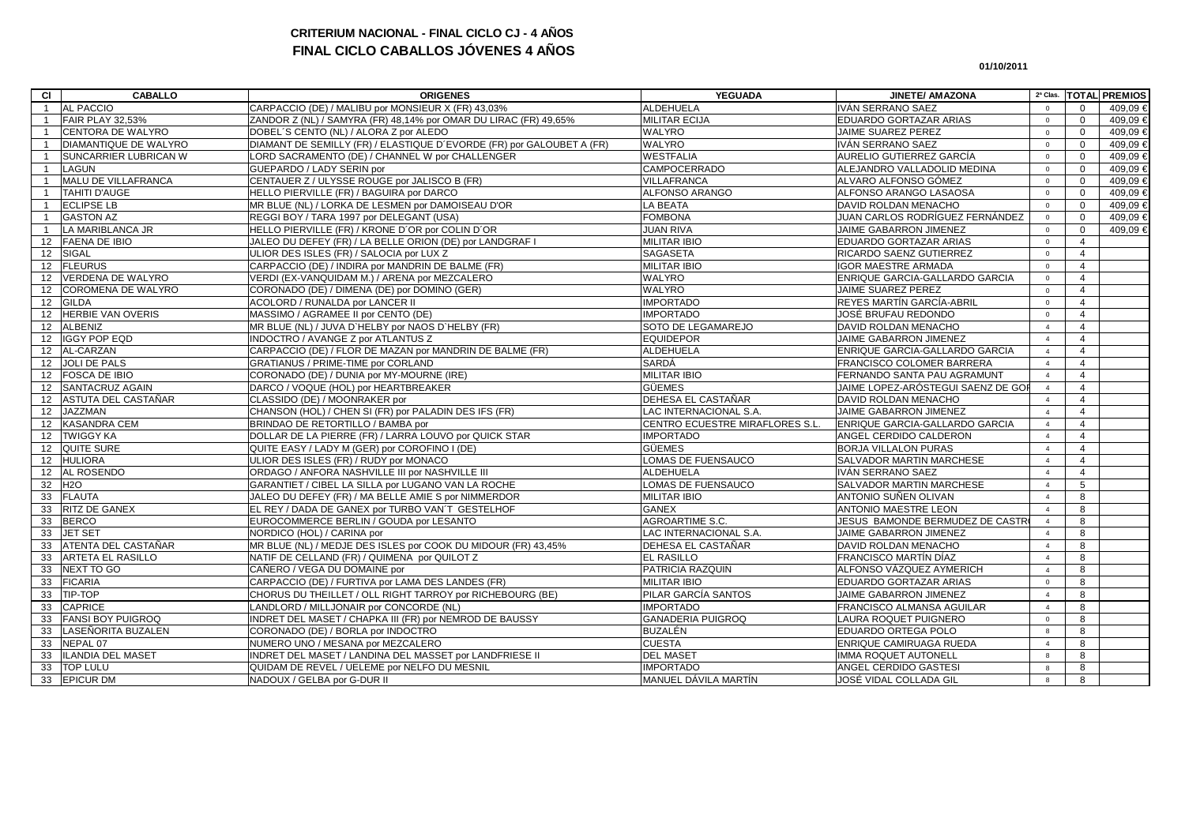# CRITERIUM NACIONAL - FINAL CICLO CJ - 4 AÑOS
# FINAL CICLO CABALLOS JÓVENES 4 AÑOS

01/10/2011

| Cl | CABALLO | ORIGENES | YEGUADA | JINETE/ AMAZONA | 2ª Clas. | TOTAL | PREMIOS |
|---|---|---|---|---|---|---|---|
| 1 | AL PACCIO | CARPACCIO (DE) / MALIBU por MONSIEUR X (FR) 43,03% | ALDEHUELA | IVÁN SERRANO SAEZ | 0 | 0 | 409,09 € |
| 1 | FAIR PLAY 32,53% | ZANDOR Z (NL) / SAMYRA (FR) 48,14% por OMAR DU LIRAC (FR) 49,65% | MILITAR ECIJA | EDUARDO GORTAZAR ARIAS | 0 | 0 | 409,09 € |
| 1 | CENTORA DE WALYRO | DOBEL´S CENTO (NL) / ALORA Z por ALEDO | WALYRO | JAIME SUAREZ PEREZ | 0 | 0 | 409,09 € |
| 1 | DIAMANTIQUE DE WALYRO | DIAMANT DE SEMILLY (FR) / ELASTIQUE D´EVORDE (FR) por GALOUBET A (FR) | WALYRO | IVÁN SERRANO SAEZ | 0 | 0 | 409,09 € |
| 1 | SUNCARRIER LUBRICAN W | LORD SACRAMENTO (DE) / CHANNEL W por CHALLENGER | WESTFALIA | AURELIO GUTIERREZ GARCÍA | 0 | 0 | 409,09 € |
| 1 | LAGUN | GUEPARDO / LADY SERIN por | CAMPOCERRADO | ALEJANDRO VALLADOLID MEDINA | 0 | 0 | 409,09 € |
| 1 | MALU DE VILLAFRANCA | CENTAUER Z / ULYSSE ROUGE por JALISCO B (FR) | VILLAFRANCA | ALVARO ALFONSO GÓMEZ | 0 | 0 | 409,09 € |
| 1 | TAHITI D'AUGE | HELLO PIERVILLE (FR) / BAGUIRA por DARCO | ALFONSO ARANGO | ALFONSO ARANGO LASAOSA | 0 | 0 | 409,09 € |
| 1 | ECLIPSE LB | MR BLUE (NL) / LORKA DE LESMEN por DAMOISEAU D'OR | LA BEATA | DAVID ROLDAN MENACHO | 0 | 0 | 409,09 € |
| 1 | GASTON AZ | REGGI BOY / TARA 1997 por DELEGANT (USA) | FOMBONA | JUAN CARLOS RODRÍGUEZ FERNÁNDEZ | 0 | 0 | 409,09 € |
| 1 | LA MARIBLANCA JR | HELLO PIERVILLE (FR) / KRONE D´OR por COLIN D´OR | JUAN RIVA | JAIME GABARRON JIMENEZ | 0 | 0 | 409,09 € |
| 12 | FAENA DE IBIO | JALEO DU DEFEY (FR) / LA BELLE ORION (DE) por LANDGRAF I | MILITAR IBIO | EDUARDO GORTAZAR ARIAS | 0 | 4 | |
| 12 | SIGAL | ULIOR DES ISLES (FR) / SALOCIA por LUX Z | SAGASETA | RICARDO SAENZ GUTIERREZ | 0 | 4 | |
| 12 | FLEURUS | CARPACCIO (DE) / INDIRA por MANDRIN DE BALME (FR) | MILITAR IBIO | IGOR MAESTRE ARMADA | 0 | 4 | |
| 12 | VERDENA DE WALYRO | VERDI (EX-VANQUIDAM M.) / ARENA por MEZCALERO | WALYRO | ENRIQUE GARCIA-GALLARDO GARCIA | 0 | 4 | |
| 12 | COROMENA DE WALYRO | CORONADO (DE) / DIMENA (DE) por DOMINO (GER) | WALYRO | JAIME SUAREZ PEREZ | 0 | 4 | |
| 12 | GILDA | ACOLORD / RUNALDA por LANCER II | IMPORTADO | REYES MARTÍN GARCÍA-ABRIL | 0 | 4 | |
| 12 | HERBIE VAN OVERIS | MASSIMO / AGRAMEE II por CENTO (DE) | IMPORTADO | JOSÉ BRUFAU REDONDO | 0 | 4 | |
| 12 | ALBENIZ | MR BLUE (NL) / JUVA D`HELBY por NAOS D`HELBY (FR) | SOTO DE LEGAMAREJO | DAVID ROLDAN MENACHO | 4 | 4 | |
| 12 | IGGY POP EQD | INDOCTRO / AVANGE Z por ATLANTUS Z | EQUIDEPOR | JAIME GABARRON JIMENEZ | 4 | 4 | |
| 12 | AL-CARZAN | CARPACCIO (DE) / FLOR DE MAZAN por MANDRIN DE BALME (FR) | ALDEHUELA | ENRIQUE GARCIA-GALLARDO GARCIA | 4 | 4 | |
| 12 | JOLI DE PALS | GRATIANUS / PRIME-TIME por CORLAND | SARDÁ | FRANCISCO COLOMER BARRERA | 4 | 4 | |
| 12 | FOSCA DE IBIO | CORONADO (DE) / DUNIA por MY-MOURNE (IRE) | MILITAR IBIO | FERNANDO SANTA PAU AGRAMUNT | 4 | 4 | |
| 12 | SANTACRUZ AGAIN | DARCO / VOQUE (HOL) por HEARTBREAKER | GÜEMES | JAIME LOPEZ-ARÓSTEGUI SAENZ DE GOI | 4 | 4 | |
| 12 | ASTUTA DEL CASTAÑAR | CLASSIDO (DE) / MOONRAKER por | DEHESA EL CASTAÑAR | DAVID ROLDAN MENACHO | 4 | 4 | |
| 12 | JAZZMAN | CHANSON (HOL) / CHEN SI (FR) por PALADIN DES IFS (FR) | LAC INTERNACIONAL S.A. | JAIME GABARRON JIMENEZ | 4 | 4 | |
| 12 | KASANDRA CEM | BRINDAO DE RETORTILLO / BAMBA por | CENTRO ECUESTRE MIRAFLORES S.L. | ENRIQUE GARCIA-GALLARDO GARCIA | 4 | 4 | |
| 12 | TWIGGY KA | DOLLAR DE LA PIERRE (FR) / LARRA LOUVO por QUICK STAR | IMPORTADO | ANGEL CERDIDO CALDERON | 4 | 4 | |
| 12 | QUITE SURE | QUITE EASY / LADY M (GER) por COROFINO I (DE) | GÜEMES | BORJA VILLALON PURAS | 4 | 4 | |
| 12 | HULIORA | ULIOR DES ISLES (FR) / RUDY por MONACO | LOMAS DE FUENSAUCO | SALVADOR MARTIN MARCHESE | 4 | 4 | |
| 12 | AL ROSENDO | ORDAGO / ANFORA NASHVILLE III por NASHVILLE III | ALDEHUELA | IVÁN SERRANO SAEZ | 4 | 4 | |
| 32 | H2O | GARANTIET / CIBEL LA SILLA por LUGANO VAN LA ROCHE | LOMAS DE FUENSAUCO | SALVADOR MARTIN MARCHESE | 4 | 5 | |
| 33 | FLAUTA | JALEO DU DEFEY (FR) / MA BELLE AMIE S por NIMMERDOR | MILITAR IBIO | ANTONIO SUÑEN OLIVAN | 4 | 8 | |
| 33 | RITZ DE GANEX | EL REY / DADA DE GANEX por TURBO VAN´T GESTELHOF | GANEX | ANTONIO MAESTRE LEON | 4 | 8 | |
| 33 | BERCO | EUROCOMMERCE BERLIN / GOUDA por LESANTO | AGROARTIME S.C. | JESUS BAMONDE BERMUDEZ DE CASTR | 4 | 8 | |
| 33 | JET SET | NORDICO (HOL) / CARINA por | LAC INTERNACIONAL S.A. | JAIME GABARRON JIMENEZ | 4 | 8 | |
| 33 | ATENTA DEL CASTAÑAR | MR BLUE (NL) / MEDJE DES ISLES por COOK DU MIDOUR (FR) 43,45% | DEHESA EL CASTAÑAR | DAVID ROLDAN MENACHO | 4 | 8 | |
| 33 | ARTETA EL RASILLO | NATIF DE CELLAND (FR) / QUIMENA por QUILOT Z | EL RASILLO | FRANCISCO MARTÍN DÍAZ | 4 | 8 | |
| 33 | NEXT TO GO | CAÑERO / VEGA DU DOMAINE por | PATRICIA RAZQUIN | ALFONSO VÁZQUEZ AYMERICH | 4 | 8 | |
| 33 | FICARIA | CARPACCIO (DE) / FURTIVA por LAMA DES LANDES (FR) | MILITAR IBIO | EDUARDO GORTAZAR ARIAS | 0 | 8 | |
| 33 | TIP-TOP | CHORUS DU THEILLET / OLL RIGHT TARROY por RICHEBOURG (BE) | PILAR GARCÍA SANTOS | JAIME GABARRON JIMENEZ | 4 | 8 | |
| 33 | CAPRICE | LANDLORD / MILLJONAIR por CONCORDE (NL) | IMPORTADO | FRANCISCO ALMANSA AGUILAR | 4 | 8 | |
| 33 | FANSI BOY PUIGROQ | INDRET DEL MASET / CHAPKA III (FR) por NEMROD DE BAUSSY | GANADERIA PUIGROQ | LAURA ROQUET PUIGNERO | 0 | 8 | |
| 33 | LASEÑORITA BUZALEN | CORONADO (DE) / BORLA por INDOCTRO | BUZALÉN | EDUARDO ORTEGA POLO | 8 | 8 | |
| 33 | NEPAL 07 | NUMERO UNO / MESANA por MEZCALERO | CUESTA | ENRIQUE CAMIRUAGA RUEDA | 4 | 8 | |
| 33 | ILANDIA DEL MASET | INDRET DEL MASET / LANDINA DEL MASSET por LANDFRIESE II | DEL MASET | IMMA ROQUET AUTONELL | 8 | 8 | |
| 33 | TOP LULU | QUIDAM DE REVEL / UELEME por NELFO DU MESNIL | IMPORTADO | ANGEL CERDIDO GASTESI | 8 | 8 | |
| 33 | EPICUR DM | NADOUX / GELBA por G-DUR II | MANUEL DÁVILA MARTÍN | JOSÉ VIDAL COLLADA GIL | 8 | 8 | |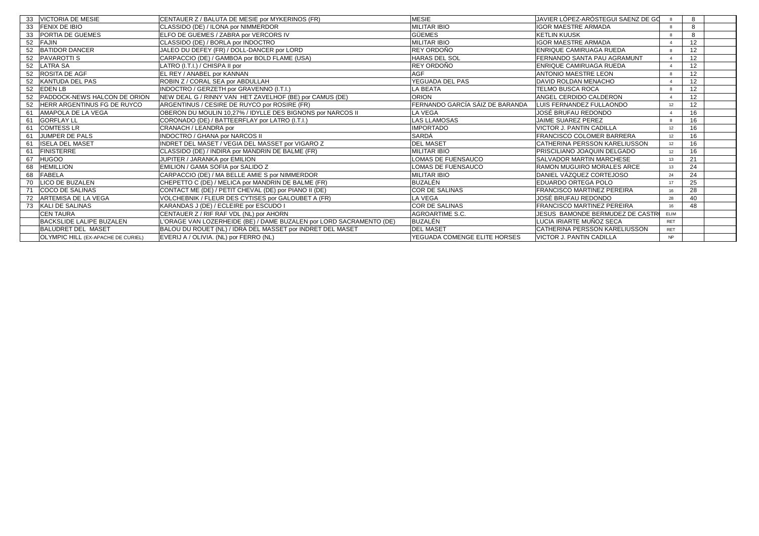| | | | | | | | |
|---|---|---|---|---|---|---|---|
| 33 | VICTORIA DE MESIE | CENTAUER Z / BALUTA DE MESIE por MYKERINOS (FR) | MESIE | JAVIER LÓPEZ-ARÓSTEGUI SAENZ DE GO | 8 | 8 | |
| 33 | FENIX DE IBIO | CLASSIDO (DE) / ILONA por NIMMERDOR | MILITAR IBIO | IGOR MAESTRE ARMADA | 8 | 8 | |
| 33 | PORTIA DE GUEMES | ELFO DE GUEMES / ZABRA por VERCORS IV | GÜEMES | KETLIN KUUSK | 8 | 8 | |
| 52 | FAJIN | CLASSIDO (DE) / BORLA por INDOCTRO | MILITAR IBIO | IGOR MAESTRE ARMADA | 4 | 12 | |
| 52 | BATIDOR DANCER | JALEO DU DEFEY (FR) / DOLL-DANCER por LORD | REY ORDOÑO | ENRIQUE CAMIRUAGA RUEDA | 8 | 12 | |
| 52 | PAVAROTTI S | CARPACCIO (DE) / GAMBOA por BOLD FLAME (USA) | HARAS DEL SOL | FERNANDO SANTA PAU AGRAMUNT | 4 | 12 | |
| 52 | LATRA SA | LATRO (I.T.I.) / CHISPA II por | REY ORDOÑO | ENRIQUE CAMIRUAGA RUEDA | 4 | 12 | |
| 52 | ROSITA DE AGF | EL REY / ANABEL por KANNAN | AGF | ANTONIO MAESTRE LEON | 8 | 12 | |
| 52 | KANTUDA DEL PAS | ROBIN Z / CORAL SEA por ABDULLAH | YEGUADA DEL PAS | DAVID ROLDAN MENACHO | 4 | 12 | |
| 52 | EDEN LB | INDOCTRO / GERZETH por GRAVENNO (I.T.I.) | LA BEATA | TELMO BUSCA ROCA | 8 | 12 | |
| 52 | PADDOCK-NEWS HALCON DE ORION | NEW DEAL G / RINNY VAN HET ZAVELHOF (BE) por CAMUS (DE) | ORION | ANGEL CERDIDO CALDERON | 4 | 12 | |
| 52 | HERR ARGENTINUS FG DE RUYCO | ARGENTINUS / CESIRE DE RUYCO por ROSIRE (FR) | FERNANDO GARCÍA SÁIZ DE BARANDA | LUIS FERNANDEZ FULLAONDO | 12 | 12 | |
| 61 | AMAPOLA DE LA VEGA | OBERON DU MOULIN 10,27% / IDYLLE DES BIGNONS por NARCOS II | LA VEGA | JOSÉ BRUFAU REDONDO | 4 | 16 | |
| 61 | GORFLAY LL | CORONADO (DE) / BATTEERFLAY por LATRO (I.T.I.) | LAS LLAMOSAS | JAIME SUAREZ PEREZ | 8 | 16 | |
| 61 | COMTESS LR | CRANACH / LEANDRA por | IMPORTADO | VICTOR J. PANTIN CADILLA | 12 | 16 | |
| 61 | JUMPER DE PALS | INDOCTRO / GHANA por NARCOS II | SARDÁ | FRANCISCO COLOMER BARRERA | 12 | 16 | |
| 61 | ISELA DEL MASET | INDRET DEL MASET / VEGIA DEL MASSET por VIGARO Z | DEL MASET | CATHERINA PERSSON KARELIUSSON | 12 | 16 | |
| 61 | FINISTERRE | CLASSIDO (DE) / INDIRA por MANDRIN DE BALME (FR) | MILITAR IBIO | PRISCILIANO JOAQUIN DELGADO | 12 | 16 | |
| 67 | HUGOO | JUPITER / JARANKA por EMILION | LOMAS DE FUENSAUCO | SALVADOR MARTIN MARCHESE | 13 | 21 | |
| 68 | HEMILLION | EMILION / GAMA SOFIA por SALIDO Z | LOMAS DE FUENSAUCO | RAMON MUGUIRO MORALES ARCE | 13 | 24 | |
| 68 | FABELA | CARPACCIO (DE) / MA BELLE AMIE S por NIMMERDOR | MILITAR IBIO | DANIEL VÁZQUEZ CORTEJOSO | 24 | 24 | |
| 70 | LICO DE BUZALEN | CHEPETTO C (DE) / MELICA por MANDRIN DE BALME (FR) | BUZALÉN | EDUARDO ORTEGA POLO | 17 | 25 | |
| 71 | COCO DE SALINAS | CONTACT ME (DE) / PETIT CHEVAL (DE) por PIANO II (DE) | COR DE SALINAS | FRANCISCO MARTINEZ PEREIRA | 16 | 28 | |
| 72 | ARTEMISA DE LA VEGA | VOLCHEBNIK / FLEUR DES CYTISES por GALOUBET A (FR) | LA VEGA | JOSÉ BRUFAU REDONDO | 28 | 40 | |
| 73 | KALI DE SALINAS | KARANDAS J (DE) / ECLEIRE por ESCUDO I | COR DE SALINAS | FRANCISCO MARTINEZ PEREIRA | 16 | 48 | |
| | CEN TAURA | CENTAUER Z / RIF RAF VDL (NL) por AHORN | AGROARTIME S.C. | JESUS BAMONDE BERMUDEZ DE CASTR | ELIM | | |
| | BACKSLIDE LALIPE BUZALEN | L'ORAGE VAN LOZERHEIDE (BE) / DAME BUZALEN por LORD SACRAMENTO (DE) | BUZALÉN | LUCIA IRIARTE MUÑOZ SECA | RET | | |
| | BALUDRET DEL MASET | BALOU DU ROUET (NL) / IDRA DEL MASSET por INDRET DEL MASET | DEL MASET | CATHERINA PERSSON KARELIUSSON | RET | | |
| | OLYMPIC HILL (EX-APACHE DE CURIEL) | EVERIJ A / OLIVIA. (NL) por FERRO (NL) | YEGUADA COMENGE ELITE HORSES | VICTOR J. PANTIN CADILLA | NP | | |